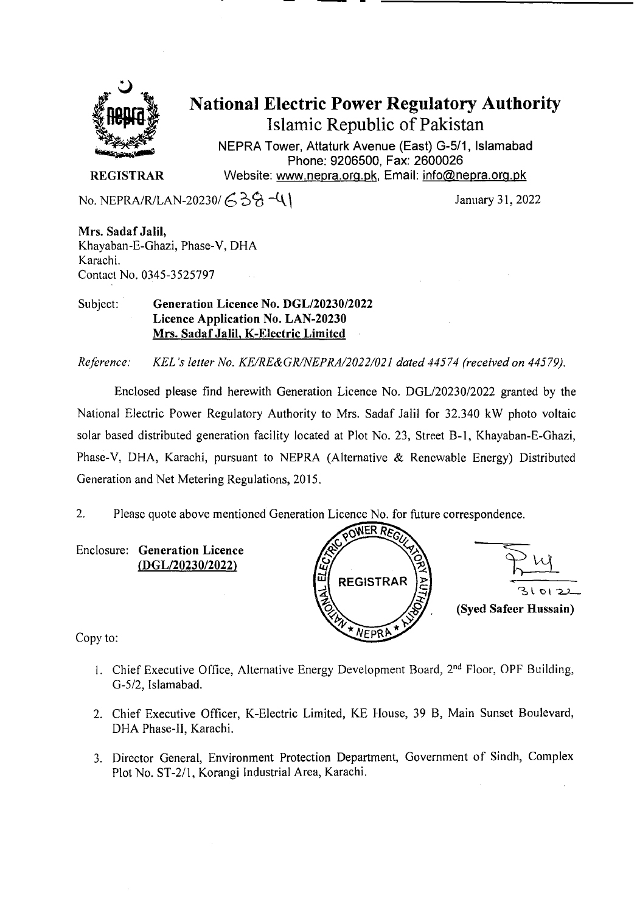# National Electric Power Regulatory Authority

Islamic Republic of Pakistan

NEPRA Tower, Attaturk Avenue (East) G-5/1, Islamabad
Phone: 9206500, Fax: 2600026
Website: www.nepra.org.pk, Email: info@nepra.org.pk

**REGISTRAR**

No. NEPRA/R/LAN-20230/ 638 -41

January 31, 2022

**Mrs. Sadaf Jalil,**
Khayaban-E-Ghazi, Phase-V, DHA
Karachi.
Contact No. 0345-3525797

Subject: **Generation Licence No. DGL/20230/2022**
**Licence Application No. LAN-20230**
**Mrs. Sadaf Jalil, K-Electric Limited**

*Reference: KEL's letter No. KE/RE&GR/NEPRA/2022/021 dated 44574 (received on 44579).*

Enclosed please find herewith Generation Licence No. DGL/20230/2022 granted by the National Electric Power Regulatory Authority to Mrs. Sadaf Jalil for 32.340 kW photo voltaic solar based distributed generation facility located at Plot No. 23, Street B-1, Khayaban-E-Ghazi, Phase-V, DHA, Karachi, pursuant to NEPRA (Alternative & Renewable Energy) Distributed Generation and Net Metering Regulations, 2015.

2. Please quote above mentioned Generation Licence No. for future correspondence.

Enclosure: **Generation Licence**
**(DGL/20230/2022)**

31 01 22

**(Syed Safeer Hussain)**

Copy to:

1. Chief Executive Office, Alternative Energy Development Board, 2nd Floor, OPF Building, G-5/2, Islamabad.
2. Chief Executive Officer, K-Electric Limited, KE House, 39 B, Main Sunset Boulevard, DHA Phase-II, Karachi.
3. Director General, Environment Protection Department, Government of Sindh, Complex Plot No. ST-2/1, Korangi Industrial Area, Karachi.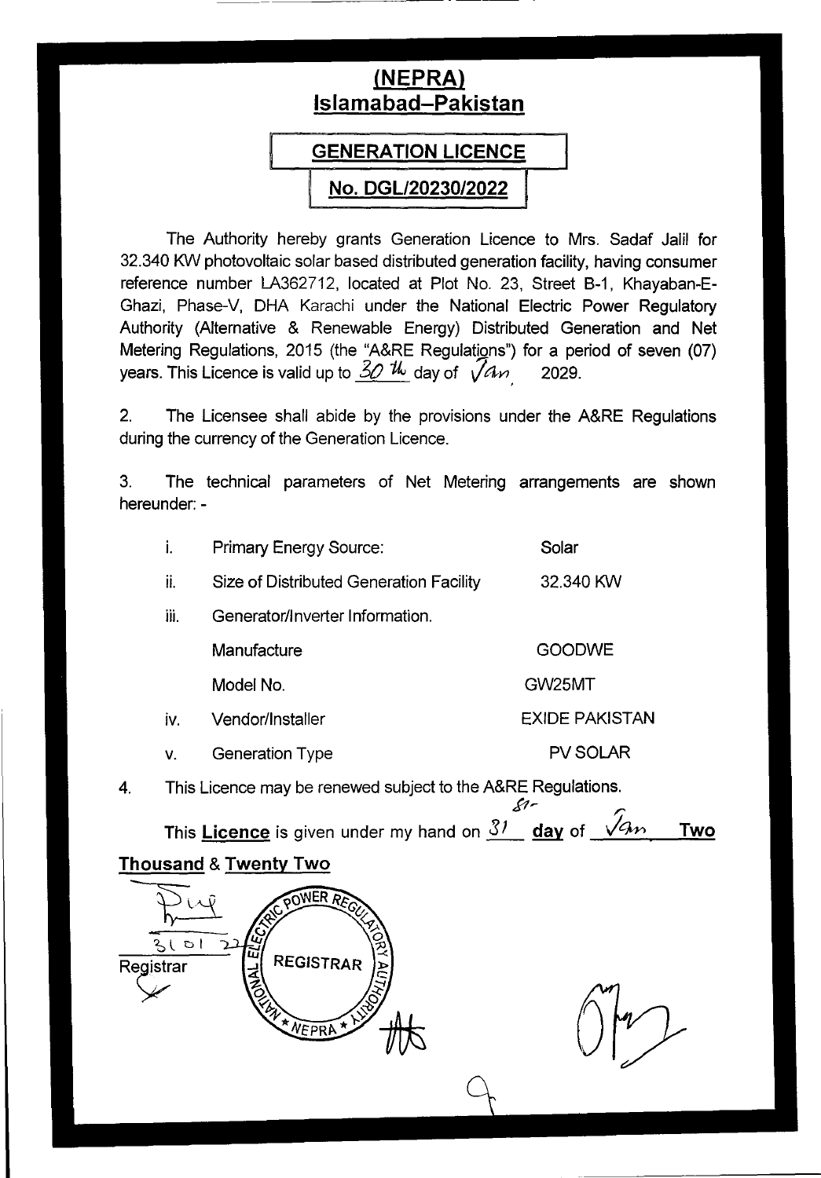# (NEPRA)
# Islamabad–Pakistan

## GENERATION LICENCE

## No. DGL/20230/2022

The Authority hereby grants Generation Licence to Mrs. Sadaf Jalil for 32.340 KW photovoltaic solar based distributed generation facility, having consumer reference number LA362712, located at Plot No. 23, Street B-1, Khayaban-E-Ghazi, Phase-V, DHA Karachi under the National Electric Power Regulatory Authority (Alternative & Renewable Energy) Distributed Generation and Net Metering Regulations, 2015 (the "A&RE Regulations") for a period of seven (07) years. This Licence is valid up to 30 th day of Jan 2029.

2. The Licensee shall abide by the provisions under the A&RE Regulations during the currency of the Generation Licence.

3. The technical parameters of Net Metering arrangements are shown hereunder: -

| | | |
|---|---|---|
| i. | Primary Energy Source: | Solar |
| ii. | Size of Distributed Generation Facility | 32.340 KW |
| iii. | Generator/Inverter Information. | |
| | Manufacture | GOODWE |
| | Model No. | GW25MT |
| iv. | Vendor/Installer | EXIDE PAKISTAN |
| v. | Generation Type | PV SOLAR |

4. This Licence may be renewed subject to the A&RE Regulations.

This **Licence** is given under my hand on 31st **day** of Jan **Two Thousand** & **Twenty Two**

31 01 22
Registrar

REGISTRAR
NATIONAL ELECTRIC POWER REGULATORY AUTHORITY
NEPRA